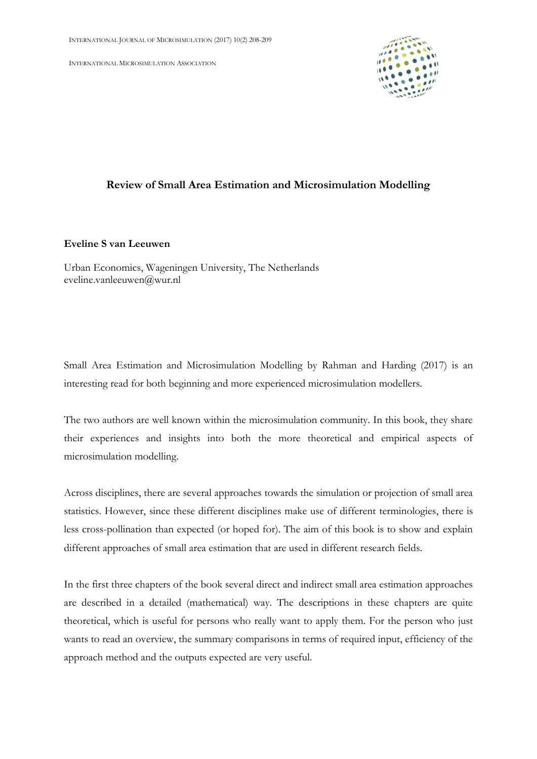# Review of Small Area Estimation and Microsimulation Modelling

**Eveline S van Leeuwen**

Urban Economics, Wageningen University, The Netherlands
eveline.vanleeuwen@wur.nl

Small Area Estimation and Microsimulation Modelling by Rahman and Harding (2017) is an interesting read for both beginning and more experienced microsimulation modellers.

The two authors are well known within the microsimulation community. In this book, they share their experiences and insights into both the more theoretical and empirical aspects of microsimulation modelling.

Across disciplines, there are several approaches towards the simulation or projection of small area statistics. However, since these different disciplines make use of different terminologies, there is less cross-pollination than expected (or hoped for). The aim of this book is to show and explain different approaches of small area estimation that are used in different research fields.

In the first three chapters of the book several direct and indirect small area estimation approaches are described in a detailed (mathematical) way. The descriptions in these chapters are quite theoretical, which is useful for persons who really want to apply them. For the person who just wants to read an overview, the summary comparisons in terms of required input, efficiency of the approach method and the outputs expected are very useful.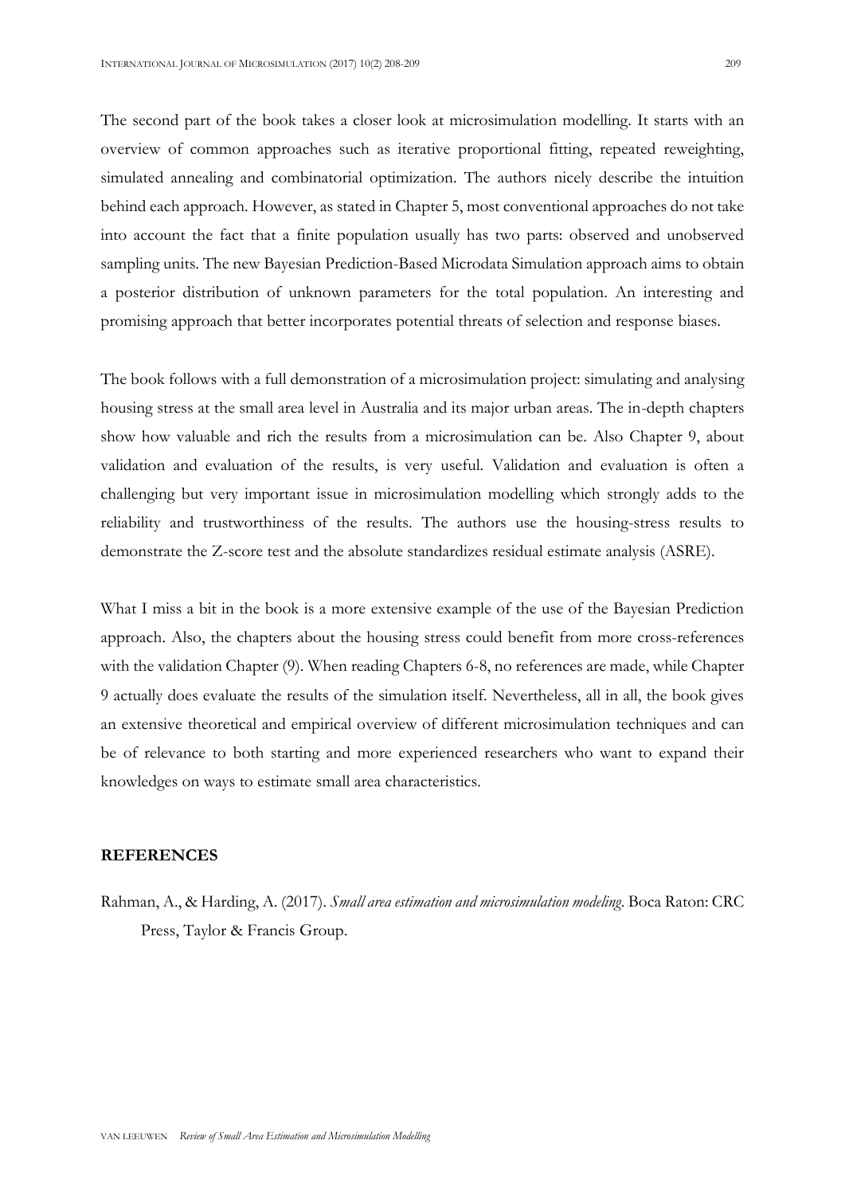The second part of the book takes a closer look at microsimulation modelling. It starts with an overview of common approaches such as iterative proportional fitting, repeated reweighting, simulated annealing and combinatorial optimization. The authors nicely describe the intuition behind each approach. However, as stated in Chapter 5, most conventional approaches do not take into account the fact that a finite population usually has two parts: observed and unobserved sampling units. The new Bayesian Prediction-Based Microdata Simulation approach aims to obtain a posterior distribution of unknown parameters for the total population. An interesting and promising approach that better incorporates potential threats of selection and response biases.

The book follows with a full demonstration of a microsimulation project: simulating and analysing housing stress at the small area level in Australia and its major urban areas. The in-depth chapters show how valuable and rich the results from a microsimulation can be. Also Chapter 9, about validation and evaluation of the results, is very useful. Validation and evaluation is often a challenging but very important issue in microsimulation modelling which strongly adds to the reliability and trustworthiness of the results. The authors use the housing-stress results to demonstrate the Z-score test and the absolute standardizes residual estimate analysis (ASRE).

What I miss a bit in the book is a more extensive example of the use of the Bayesian Prediction approach. Also, the chapters about the housing stress could benefit from more cross-references with the validation Chapter (9). When reading Chapters 6-8, no references are made, while Chapter 9 actually does evaluate the results of the simulation itself. Nevertheless, all in all, the book gives an extensive theoretical and empirical overview of different microsimulation techniques and can be of relevance to both starting and more experienced researchers who want to expand their knowledges on ways to estimate small area characteristics.

## REFERENCES

Rahman, A., & Harding, A. (2017). *Small area estimation and microsimulation modeling*. Boca Raton: CRC Press, Taylor & Francis Group.